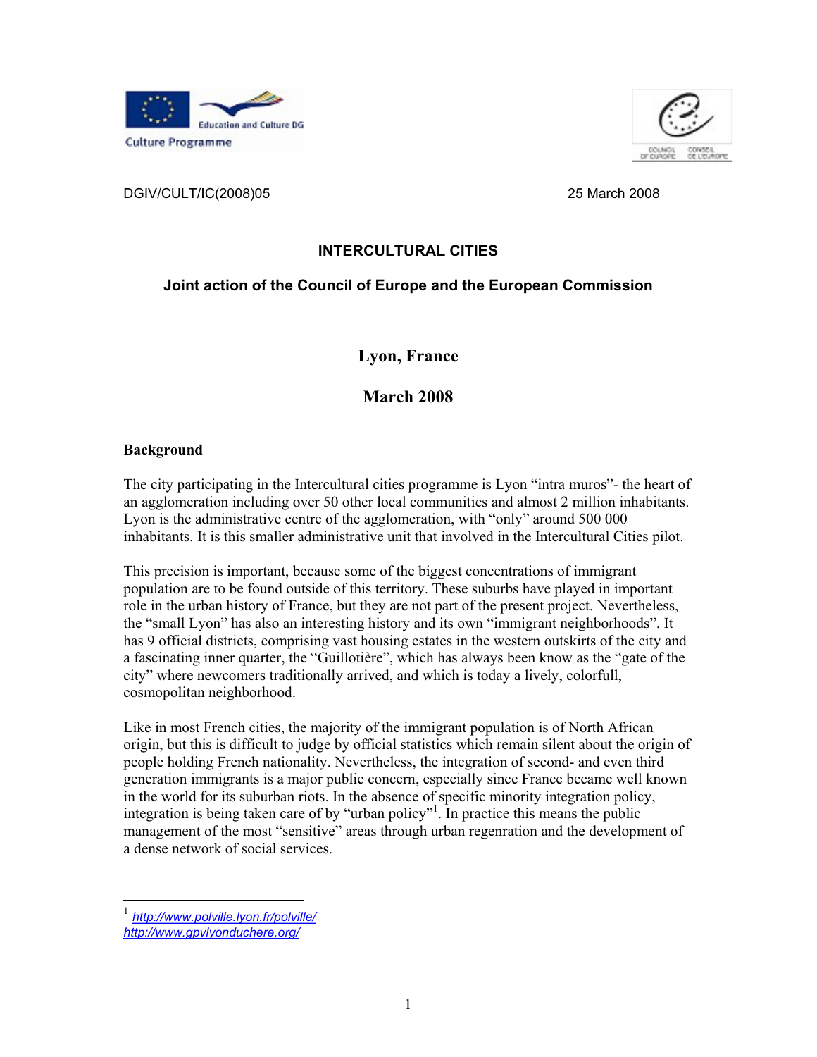DGIV/CULT/IC(2008)05

25 March 2008

# INTERCULTURAL CITIES

## Joint action of the Council of Europe and the European Commission

## Lyon, France

## March 2008

### Background

The city participating in the Intercultural cities programme is Lyon "intra muros"- the heart of an agglomeration including over 50 other local communities and almost 2 million inhabitants. Lyon is the administrative centre of the agglomeration, with "only" around 500 000 inhabitants. It is this smaller administrative unit that involved in the Intercultural Cities pilot.

This precision is important, because some of the biggest concentrations of immigrant population are to be found outside of this territory. These suburbs have played in important role in the urban history of France, but they are not part of the present project. Nevertheless, the "small Lyon" has also an interesting history and its own "immigrant neighborhoods". It has 9 official districts, comprising vast housing estates in the western outskirts of the city and a fascinating inner quarter, the "Guillotière", which has always been know as the "gate of the city" where newcomers traditionally arrived, and which is today a lively, colorfull, cosmopolitan neighborhood.

Like in most French cities, the majority of the immigrant population is of North African origin, but this is difficult to judge by official statistics which remain silent about the origin of people holding French nationality. Nevertheless, the integration of second- and even third generation immigrants is a major public concern, especially since France became well known in the world for its suburban riots. In the absence of specific minority integration policy, integration is being taken care of by "urban policy"[1]. In practice this means the public management of the most "sensitive" areas through urban regenration and the development of a dense network of social services.

---

[1] http://www.polville.lyon.fr/polville/
http://www.gpvlyonduchere.org/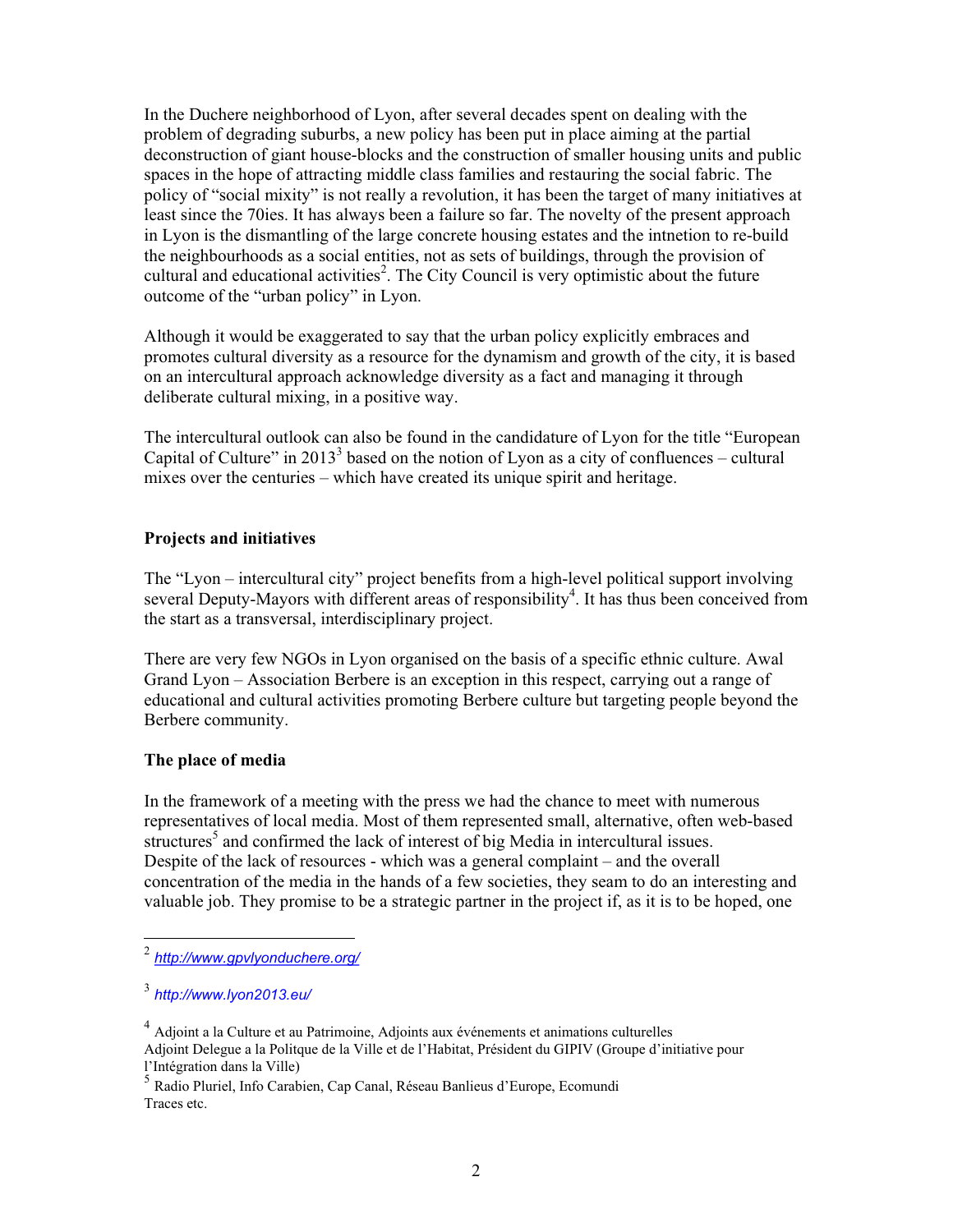In the Duchere neighborhood of Lyon, after several decades spent on dealing with the problem of degrading suburbs, a new policy has been put in place aiming at the partial deconstruction of giant house-blocks and the construction of smaller housing units and public spaces in the hope of attracting middle class families and restauring the social fabric. The policy of "social mixity" is not really a revolution, it has been the target of many initiatives at least since the 70ies. It has always been a failure so far. The novelty of the present approach in Lyon is the dismantling of the large concrete housing estates and the intnetion to re-build the neighbourhoods as a social entities, not as sets of buildings, through the provision of cultural and educational activities[2]. The City Council is very optimistic about the future outcome of the "urban policy" in Lyon.

Although it would be exaggerated to say that the urban policy explicitly embraces and promotes cultural diversity as a resource for the dynamism and growth of the city, it is based on an intercultural approach acknowledge diversity as a fact and managing it through deliberate cultural mixing, in a positive way.

The intercultural outlook can also be found in the candidature of Lyon for the title "European Capital of Culture" in 2013[3] based on the notion of Lyon as a city of confluences – cultural mixes over the centuries – which have created its unique spirit and heritage.

**Projects and initiatives**

The "Lyon – intercultural city" project benefits from a high-level political support involving several Deputy-Mayors with different areas of responsibility[4]. It has thus been conceived from the start as a transversal, interdisciplinary project.

There are very few NGOs in Lyon organised on the basis of a specific ethnic culture. Awal Grand Lyon – Association Berbere is an exception in this respect, carrying out a range of educational and cultural activities promoting Berbere culture but targeting people beyond the Berbere community.

**The place of media**

In the framework of a meeting with the press we had the chance to meet with numerous representatives of local media. Most of them represented small, alternative, often web-based structures[5] and confirmed the lack of interest of big Media in intercultural issues.
Despite of the lack of resources - which was a general complaint – and the overall concentration of the media in the hands of a few societies, they seam to do an interesting and valuable job. They promise to be a strategic partner in the project if, as it is to be hoped, one

---

[2] http://www.gpvlyonduchere.org/

[3] http://www.lyon2013.eu/

[4] Adjoint a la Culture et au Patrimoine, Adjoints aux événements et animations culturelles
Adjoint Delegue a la Politque de la Ville et de l'Habitat, Président du GIPIV (Groupe d'initiative pour l'Intégration dans la Ville)

[5] Radio Pluriel, Info Carabien, Cap Canal, Réseau Banlieus d'Europe, Ecomundi
Traces etc.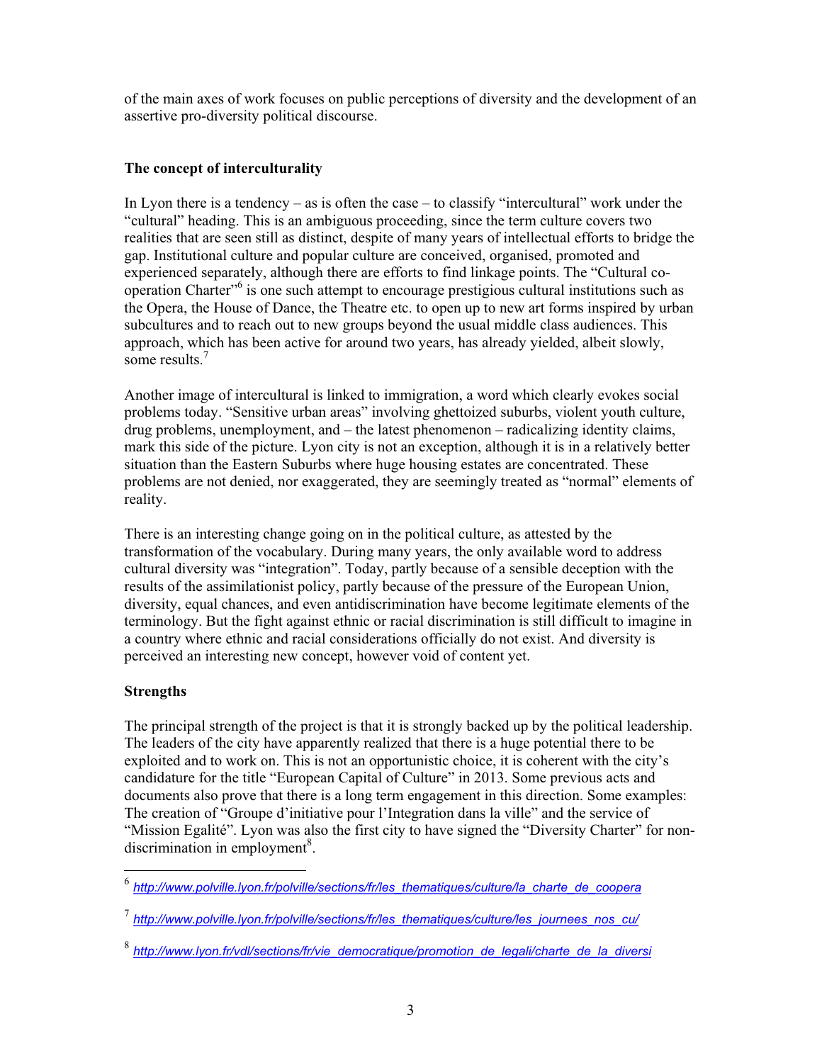of the main axes of work focuses on public perceptions of diversity and the development of an assertive pro-diversity political discourse.

**The concept of interculturality**

In Lyon there is a tendency – as is often the case – to classify "intercultural" work under the "cultural" heading. This is an ambiguous proceeding, since the term culture covers two realities that are seen still as distinct, despite of many years of intellectual efforts to bridge the gap. Institutional culture and popular culture are conceived, organised, promoted and experienced separately, although there are efforts to find linkage points. The "Cultural co-operation Charter"[6] is one such attempt to encourage prestigious cultural institutions such as the Opera, the House of Dance, the Theatre etc. to open up to new art forms inspired by urban subcultures and to reach out to new groups beyond the usual middle class audiences. This approach, which has been active for around two years, has already yielded, albeit slowly, some results.[7]

Another image of intercultural is linked to immigration, a word which clearly evokes social problems today. "Sensitive urban areas" involving ghettoized suburbs, violent youth culture, drug problems, unemployment, and – the latest phenomenon – radicalizing identity claims, mark this side of the picture. Lyon city is not an exception, although it is in a relatively better situation than the Eastern Suburbs where huge housing estates are concentrated. These problems are not denied, nor exaggerated, they are seemingly treated as "normal" elements of reality.

There is an interesting change going on in the political culture, as attested by the transformation of the vocabulary. During many years, the only available word to address cultural diversity was "integration". Today, partly because of a sensible deception with the results of the assimilationist policy, partly because of the pressure of the European Union, diversity, equal chances, and even antidiscrimination have become legitimate elements of the terminology. But the fight against ethnic or racial discrimination is still difficult to imagine in a country where ethnic and racial considerations officially do not exist. And diversity is perceived an interesting new concept, however void of content yet.

**Strengths**

The principal strength of the project is that it is strongly backed up by the political leadership. The leaders of the city have apparently realized that there is a huge potential there to be exploited and to work on. This is not an opportunistic choice, it is coherent with the city's candidature for the title "European Capital of Culture" in 2013. Some previous acts and documents also prove that there is a long term engagement in this direction. Some examples: The creation of "Groupe d'initiative pour l'Integration dans la ville" and the service of "Mission Egalité". Lyon was also the first city to have signed the "Diversity Charter" for non-discrimination in employment[8].

---

[6] *http://www.polville.lyon.fr/polville/sections/fr/les_thematiques/culture/la_charte_de_coopera*

[7] *http://www.polville.lyon.fr/polville/sections/fr/les_thematiques/culture/les_journees_nos_cu/*

[8] *http://www.lyon.fr/vdl/sections/fr/vie_democratique/promotion_de_legali/charte_de_la_diversi*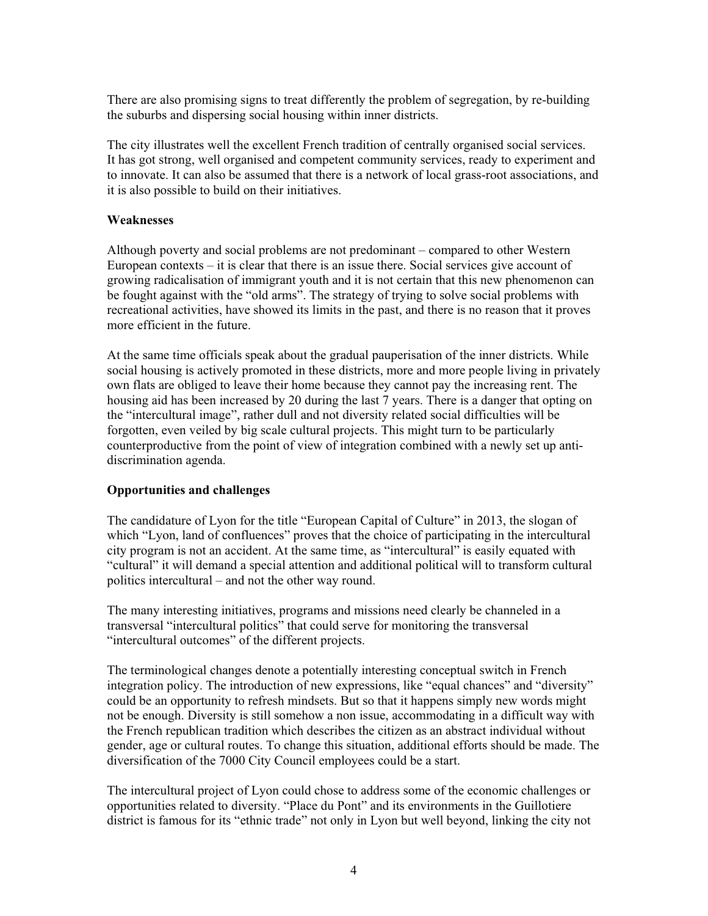There are also promising signs to treat differently the problem of segregation, by re-building the suburbs and dispersing social housing within inner districts.

The city illustrates well the excellent French tradition of centrally organised social services. It has got strong, well organised and competent community services, ready to experiment and to innovate. It can also be assumed that there is a network of local grass-root associations, and it is also possible to build on their initiatives.

**Weaknesses**

Although poverty and social problems are not predominant – compared to other Western European contexts – it is clear that there is an issue there. Social services give account of growing radicalisation of immigrant youth and it is not certain that this new phenomenon can be fought against with the "old arms". The strategy of trying to solve social problems with recreational activities, have showed its limits in the past, and there is no reason that it proves more efficient in the future.

At the same time officials speak about the gradual pauperisation of the inner districts. While social housing is actively promoted in these districts, more and more people living in privately own flats are obliged to leave their home because they cannot pay the increasing rent. The housing aid has been increased by 20 during the last 7 years. There is a danger that opting on the "intercultural image", rather dull and not diversity related social difficulties will be forgotten, even veiled by big scale cultural projects. This might turn to be particularly counterproductive from the point of view of integration combined with a newly set up anti-discrimination agenda.

**Opportunities and challenges**

The candidature of Lyon for the title "European Capital of Culture" in 2013, the slogan of which "Lyon, land of confluences" proves that the choice of participating in the intercultural city program is not an accident. At the same time, as "intercultural" is easily equated with "cultural" it will demand a special attention and additional political will to transform cultural politics intercultural – and not the other way round.

The many interesting initiatives, programs and missions need clearly be channeled in a transversal "intercultural politics" that could serve for monitoring the transversal "intercultural outcomes" of the different projects.

The terminological changes denote a potentially interesting conceptual switch in French integration policy. The introduction of new expressions, like "equal chances" and "diversity" could be an opportunity to refresh mindsets. But so that it happens simply new words might not be enough. Diversity is still somehow a non issue, accommodating in a difficult way with the French republican tradition which describes the citizen as an abstract individual without gender, age or cultural routes. To change this situation, additional efforts should be made. The diversification of the 7000 City Council employees could be a start.

The intercultural project of Lyon could chose to address some of the economic challenges or opportunities related to diversity. "Place du Pont" and its environments in the Guillotiere district is famous for its "ethnic trade" not only in Lyon but well beyond, linking the city not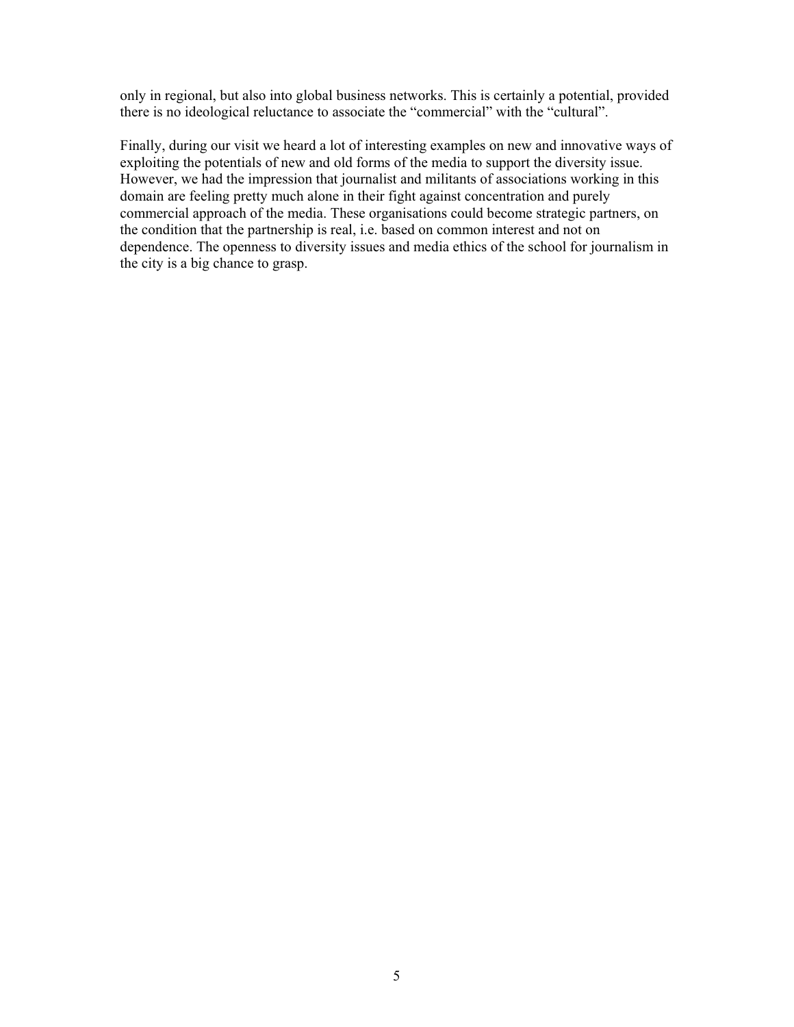only in regional, but also into global business networks. This is certainly a potential, provided there is no ideological reluctance to associate the "commercial" with the "cultural".

Finally, during our visit we heard a lot of interesting examples on new and innovative ways of exploiting the potentials of new and old forms of the media to support the diversity issue. However, we had the impression that journalist and militants of associations working in this domain are feeling pretty much alone in their fight against concentration and purely commercial approach of the media. These organisations could become strategic partners, on the condition that the partnership is real, i.e. based on common interest and not on dependence. The openness to diversity issues and media ethics of the school for journalism in the city is a big chance to grasp.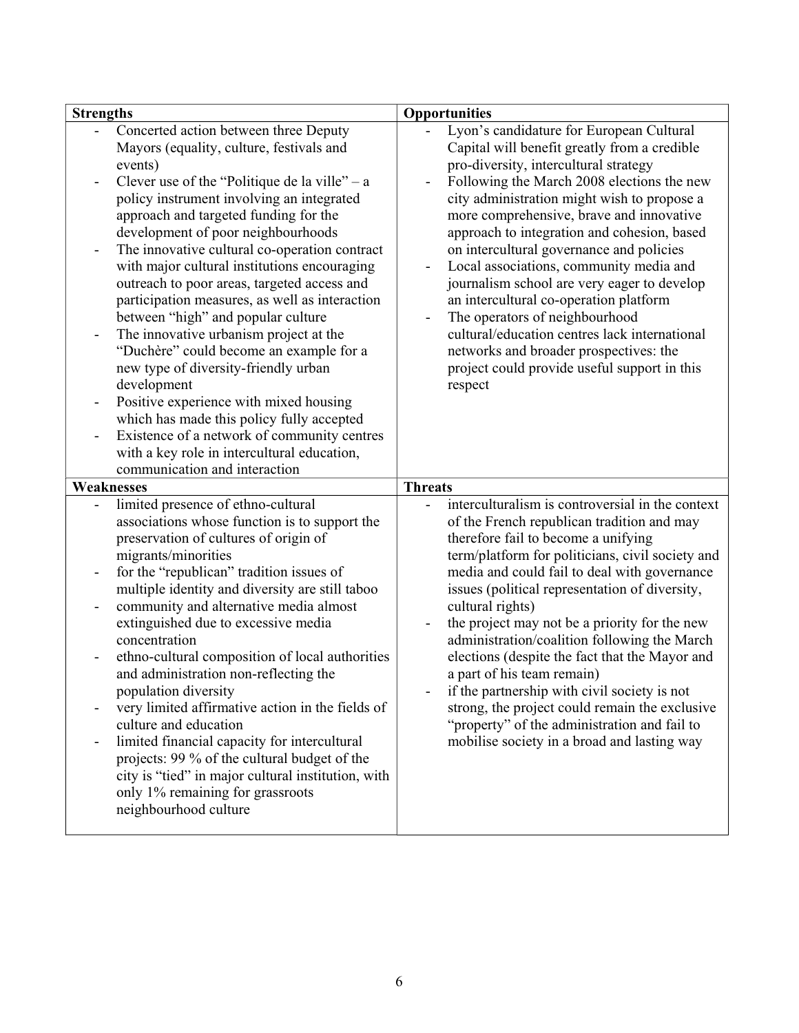| Strengths | Opportunities |
|---|---|
| - Concerted action between three Deputy Mayors (equality, culture, festivals and events)<br>- Clever use of the "Politique de la ville" – a policy instrument involving an integrated approach and targeted funding for the development of poor neighbourhoods<br>- The innovative cultural co-operation contract with major cultural institutions encouraging outreach to poor areas, targeted access and participation measures, as well as interaction between "high" and popular culture<br>- The innovative urbanism project at the "Duchère" could become an example for a new type of diversity-friendly urban development<br>- Positive experience with mixed housing which has made this policy fully accepted<br>- Existence of a network of community centres with a key role in intercultural education, communication and interaction | - Lyon's candidature for European Cultural Capital will benefit greatly from a credible pro-diversity, intercultural strategy<br>- Following the March 2008 elections the new city administration might wish to propose a more comprehensive, brave and innovative approach to integration and cohesion, based on intercultural governance and policies<br>- Local associations, community media and journalism school are very eager to develop an intercultural co-operation platform<br>- The operators of neighbourhood cultural/education centres lack international networks and broader prospectives: the project could provide useful support in this respect |
| **Weaknesses** | **Threats** |
| - limited presence of ethno-cultural associations whose function is to support the preservation of cultures of origin of migrants/minorities<br>- for the "republican" tradition issues of multiple identity and diversity are still taboo<br>- community and alternative media almost extinguished due to excessive media concentration<br>- ethno-cultural composition of local authorities and administration non-reflecting the population diversity<br>- very limited affirmative action in the fields of culture and education<br>- limited financial capacity for intercultural projects: 99 % of the cultural budget of the city is "tied" in major cultural institution, with only 1% remaining for grassroots neighbourhood culture | - interculturalism is controversial in the context of the French republican tradition and may therefore fail to become a unifying term/platform for politicians, civil society and media and could fail to deal with governance issues (political representation of diversity, cultural rights)<br>- the project may not be a priority for the new administration/coalition following the March elections (despite the fact that the Mayor and a part of his team remain)<br>- if the partnership with civil society is not strong, the project could remain the exclusive "property" of the administration and fail to mobilise society in a broad and lasting way |